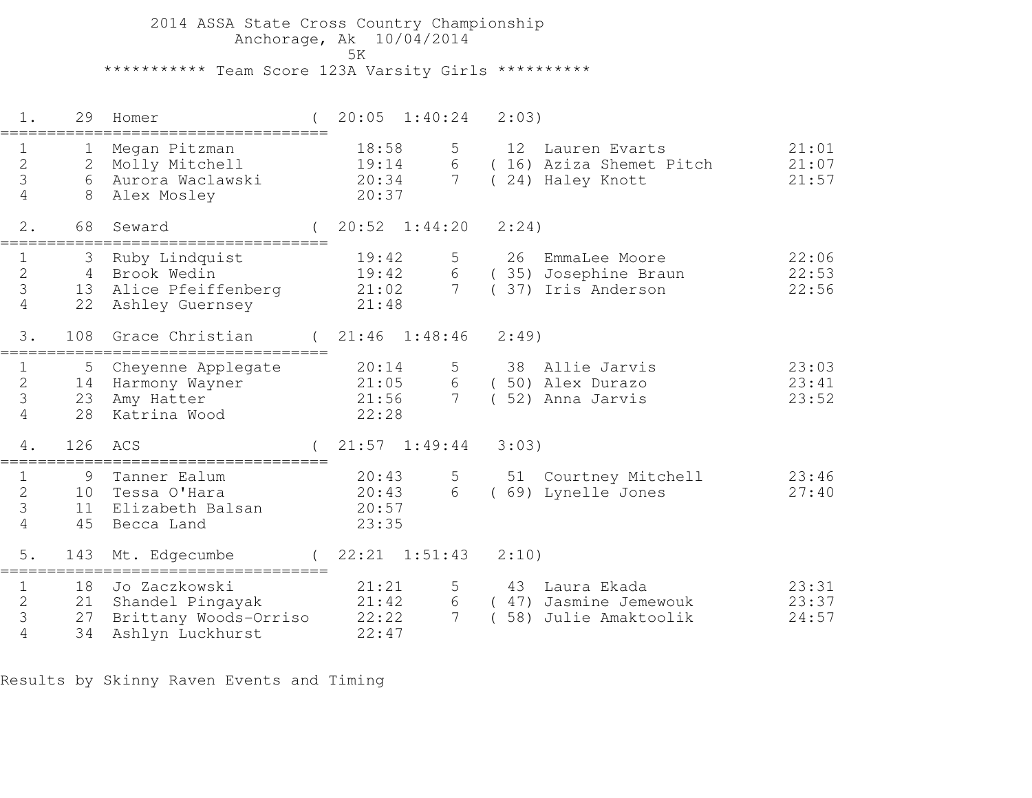# 2014 ASSA State Cross Country Championship

Anchorage, Ak 10/04/2014

5K

## *********** Team Score 123A Varsity Girls **********

**1. 29 Homer ( 20:05 1:40:24 2:03)**

| # | Place | Name | Time | # | Place | Name | Time |
|---|---|---|---|---|---|---|---|
| 1 | 1 | Megan Pitzman | 18:58 | 5 | 12 | Lauren Evarts | 21:01 |
| 2 | 2 | Molly Mitchell | 19:14 | 6 | ( 16) | Aziza Shemet Pitch | 21:07 |
| 3 | 6 | Aurora Waclawski | 20:34 | 7 | ( 24) | Haley Knott | 21:57 |
| 4 | 8 | Alex Mosley | 20:37 | | | | |

**2. 68 Seward ( 20:52 1:44:20 2:24)**

| # | Place | Name | Time | # | Place | Name | Time |
|---|---|---|---|---|---|---|---|
| 1 | 3 | Ruby Lindquist | 19:42 | 5 | 26 | EmmaLee Moore | 22:06 |
| 2 | 4 | Brook Wedin | 19:42 | 6 | ( 35) | Josephine Braun | 22:53 |
| 3 | 13 | Alice Pfeiffenberg | 21:02 | 7 | ( 37) | Iris Anderson | 22:56 |
| 4 | 22 | Ashley Guernsey | 21:48 | | | | |

**3. 108 Grace Christian ( 21:46 1:48:46 2:49)**

| # | Place | Name | Time | # | Place | Name | Time |
|---|---|---|---|---|---|---|---|
| 1 | 5 | Cheyenne Applegate | 20:14 | 5 | 38 | Allie Jarvis | 23:03 |
| 2 | 14 | Harmony Wayner | 21:05 | 6 | ( 50) | Alex Durazo | 23:41 |
| 3 | 23 | Amy Hatter | 21:56 | 7 | ( 52) | Anna Jarvis | 23:52 |
| 4 | 28 | Katrina Wood | 22:28 | | | | |

**4. 126 ACS ( 21:57 1:49:44 3:03)**

| # | Place | Name | Time | # | Place | Name | Time |
|---|---|---|---|---|---|---|---|
| 1 | 9 | Tanner Ealum | 20:43 | 5 | 51 | Courtney Mitchell | 23:46 |
| 2 | 10 | Tessa O'Hara | 20:43 | 6 | ( 69) | Lynelle Jones | 27:40 |
| 3 | 11 | Elizabeth Balsan | 20:57 | | | | |
| 4 | 45 | Becca Land | 23:35 | | | | |

**5. 143 Mt. Edgecumbe ( 22:21 1:51:43 2:10)**

| # | Place | Name | Time | # | Place | Name | Time |
|---|---|---|---|---|---|---|---|
| 1 | 18 | Jo Zaczkowski | 21:21 | 5 | 43 | Laura Ekada | 23:31 |
| 2 | 21 | Shandel Pingayak | 21:42 | 6 | ( 47) | Jasmine Jemewouk | 23:37 |
| 3 | 27 | Brittany Woods-Orriso | 22:22 | 7 | ( 58) | Julie Amaktoolik | 24:57 |
| 4 | 34 | Ashlyn Luckhurst | 22:47 | | | | |

Results by Skinny Raven Events and Timing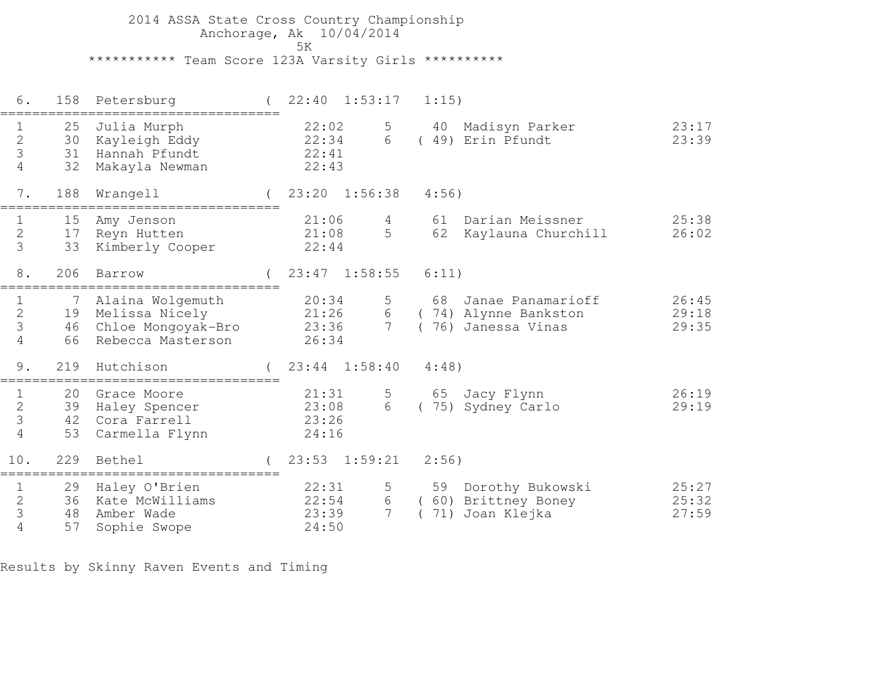# 2014 ASSA State Cross Country Championship

Anchorage, Ak 10/04/2014

5K

## *********** Team Score 123A Varsity Girls **********

```
  6.   158  Petersburg           (  22:40  1:53:17   1:15)
=====================================
  1     25  Julia Murph             22:02     5     40  Madisyn Parker           23:17
  2     30  Kayleigh Eddy           22:34     6   ( 49) Erin Pfundt              23:39
  3     31  Hannah Pfundt           22:41
  4     32  Makayla Newman          22:43

  7.   188  Wrangell             (  23:20  1:56:38   4:56)
=====================================
  1     15  Amy Jenson              21:06     4     61  Darian Meissner          25:38
  2     17  Reyn Hutten             21:08     5     62  Kaylauna Churchill       26:02
  3     33  Kimberly Cooper         22:44

  8.   206  Barrow               (  23:47  1:58:55   6:11)
=====================================
  1      7  Alaina Wolgemuth        20:34     5     68  Janae Panamarioff        26:45
  2     19  Melissa Nicely          21:26     6   ( 74) Alynne Bankston          29:18
  3     46  Chloe Mongoyak-Bro      23:36     7   ( 76) Janessa Vinas            29:35
  4     66  Rebecca Masterson       26:34

  9.   219  Hutchison            (  23:44  1:58:40   4:48)
=====================================
  1     20  Grace Moore             21:31     5     65  Jacy Flynn               26:19
  2     39  Haley Spencer           23:08     6   ( 75) Sydney Carlo             29:19
  3     42  Cora Farrell            23:26
  4     53  Carmella Flynn          24:16

 10.   229  Bethel               (  23:53  1:59:21   2:56)
=====================================
  1     29  Haley O'Brien           22:31     5     59  Dorothy Bukowski         25:27
  2     36  Kate McWilliams         22:54     6   ( 60) Brittney Boney           25:32
  3     48  Amber Wade              23:39     7   ( 71) Joan Klejka              27:59
  4     57  Sophie Swope            24:50
```

Results by Skinny Raven Events and Timing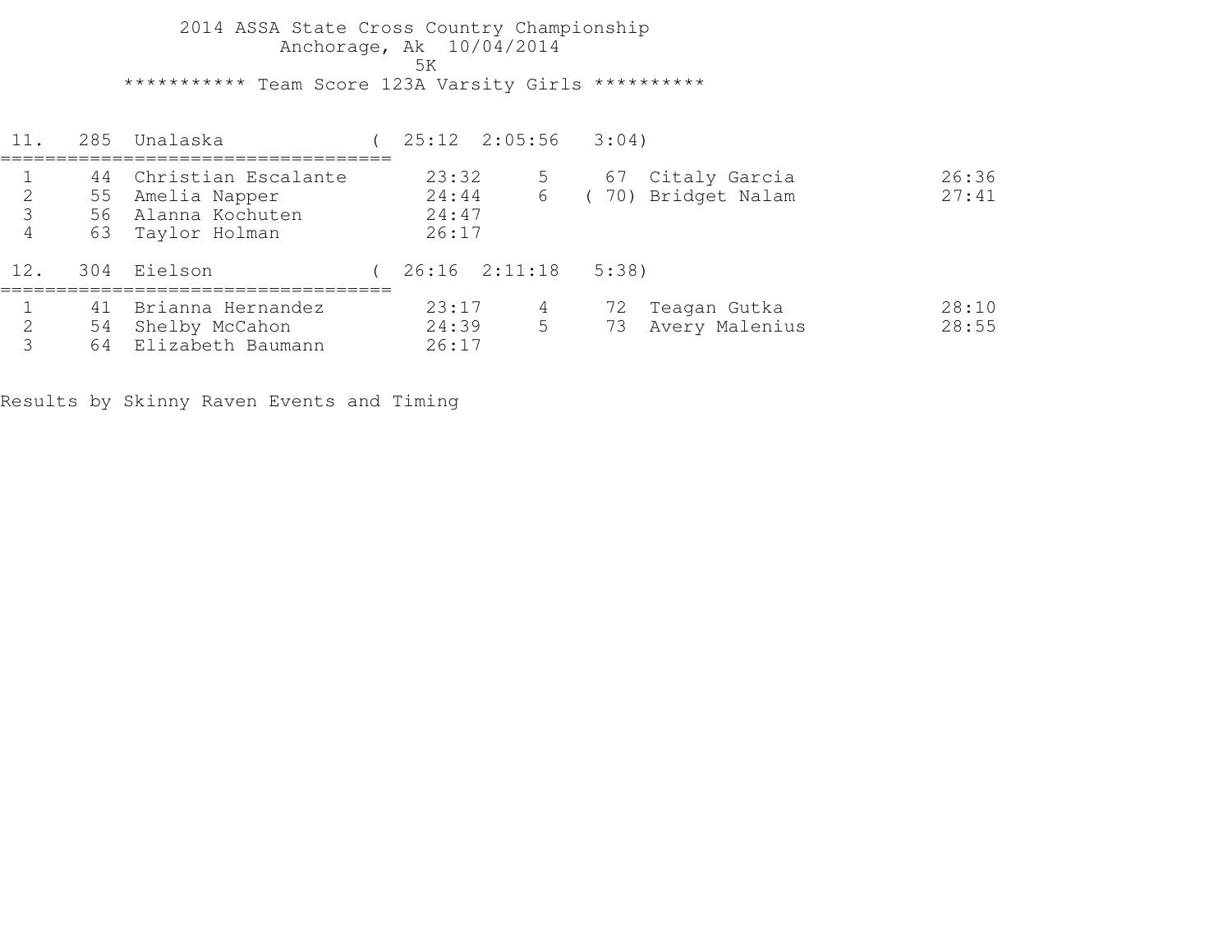# 2014 ASSA State Cross Country Championship

Anchorage, Ak 10/04/2014

5K

\*\*\*\*\*\*\*\*\*\*\* Team Score 123A Varsity Girls \*\*\*\*\*\*\*\*\*\*

```
 11.   285  Unalaska             (  25:12  2:05:56   3:04)
===================================
  1     44  Christian Escalante       23:32     5     67  Citaly Garcia             26:36
  2     55  Amelia Napper             24:44     6   ( 70) Bridget Nalam             27:41
  3     56  Alanna Kochuten           24:47
  4     63  Taylor Holman             26:17

 12.   304  Eielson              (  26:16  2:11:18   5:38)
===================================
  1     41  Brianna Hernandez         23:17     4     72  Teagan Gutka              28:10
  2     54  Shelby McCahon            24:39     5     73  Avery Malenius            28:55
  3     64  Elizabeth Baumann         26:17
```

Results by Skinny Raven Events and Timing